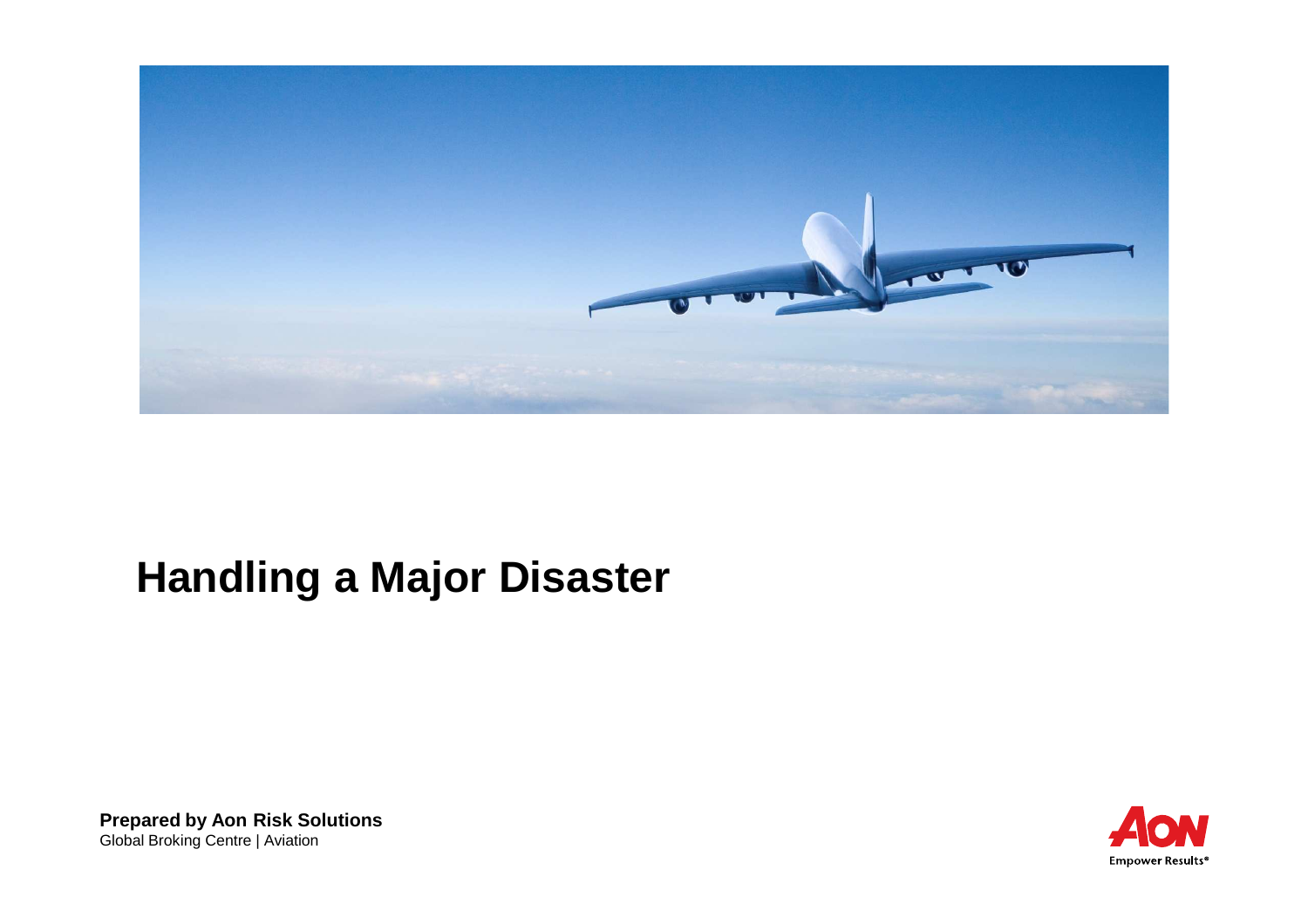# Handling a Major Disaster

**Prepared by Aon Risk Solutions**
Global Broking Centre | Aviation

Empower Results®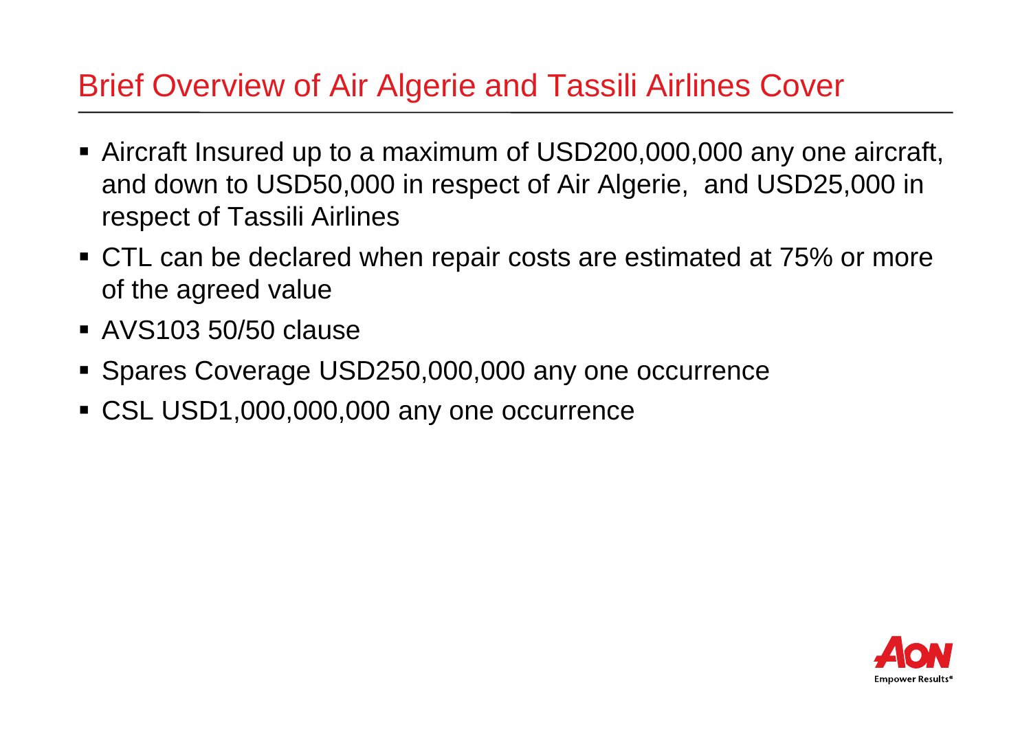# Brief Overview of Air Algerie and Tassili Airlines Cover

- Aircraft Insured up to a maximum of USD200,000,000 any one aircraft, and down to USD50,000 in respect of Air Algerie, and USD25,000 in respect of Tassili Airlines
- CTL can be declared when repair costs are estimated at 75% or more of the agreed value
- AVS103 50/50 clause
- Spares Coverage USD250,000,000 any one occurrence
- CSL USD1,000,000,000 any one occurrence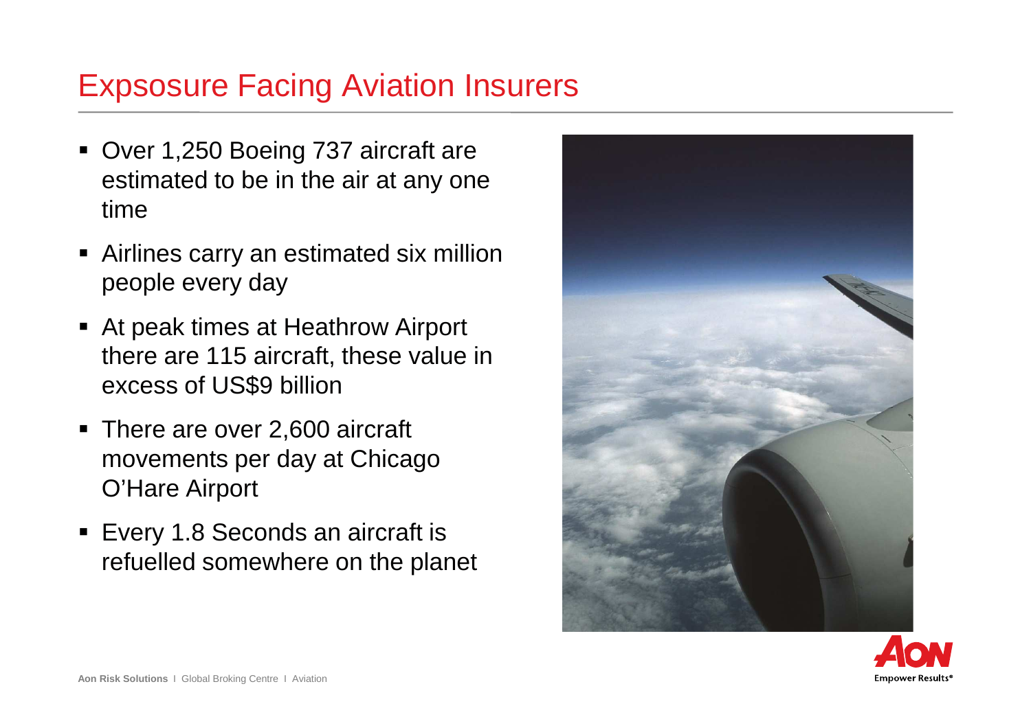# Expsosure Facing Aviation Insurers

- Over 1,250 Boeing 737 aircraft are estimated to be in the air at any one time
- Airlines carry an estimated six million people every day
- At peak times at Heathrow Airport there are 115 aircraft, these value in excess of US$9 billion
- There are over 2,600 aircraft movements per day at Chicago O'Hare Airport
- Every 1.8 Seconds an aircraft is refuelled somewhere on the planet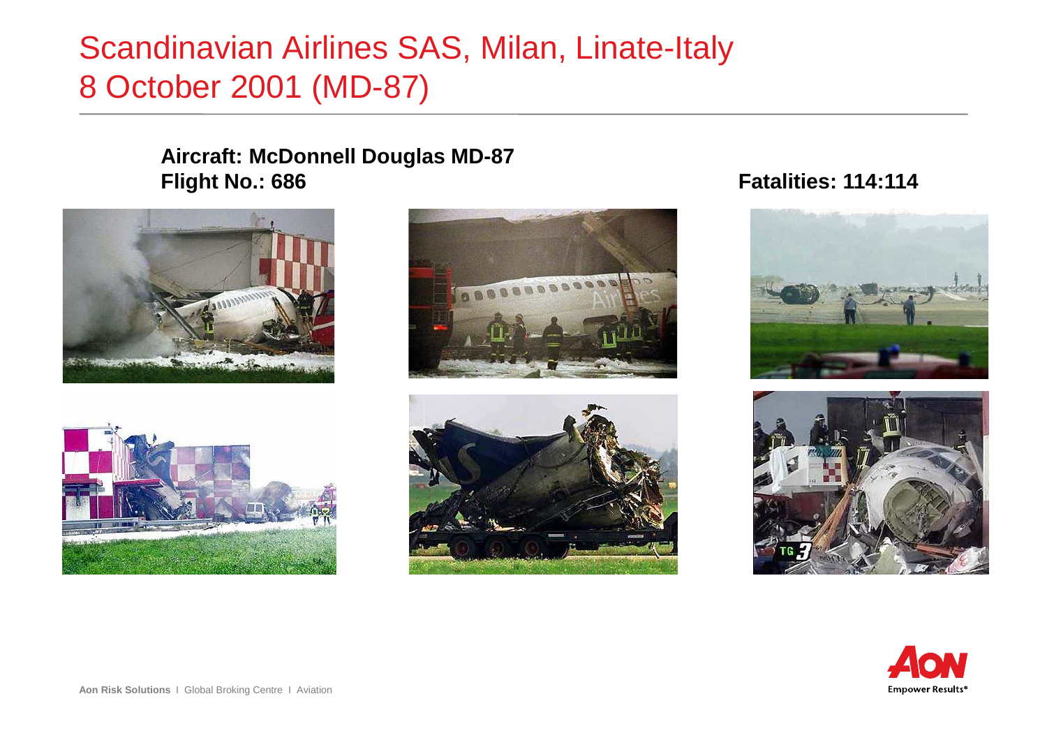# Scandinavian Airlines SAS, Milan, Linate-Italy
# 8 October 2001 (MD-87)

**Aircraft: McDonnell Douglas MD-87**
**Flight No.: 686**

**Fatalities: 114:114**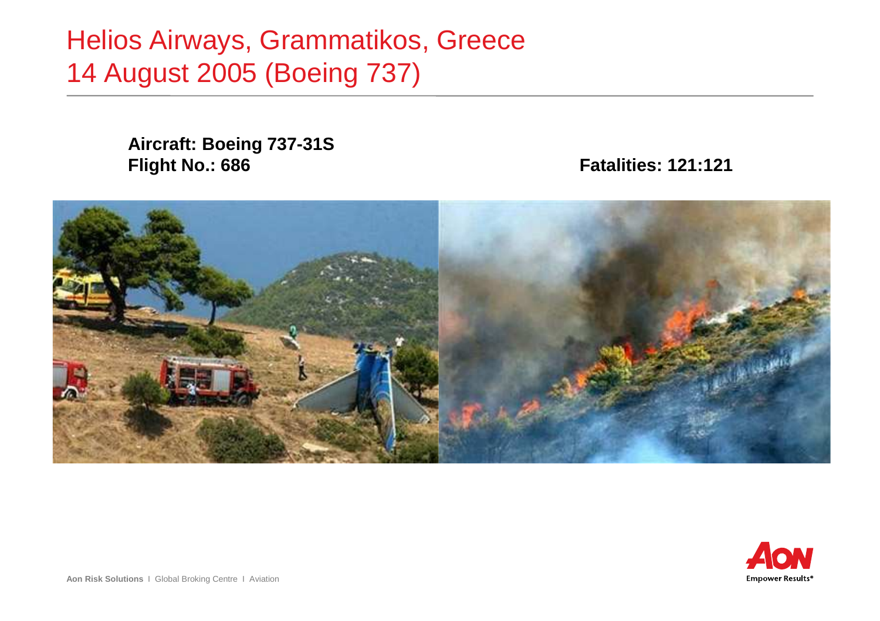# Helios Airways, Grammatikos, Greece
# 14 August 2005 (Boeing 737)

**Aircraft: Boeing 737-31S**
**Flight No.: 686**

**Fatalities: 121:121**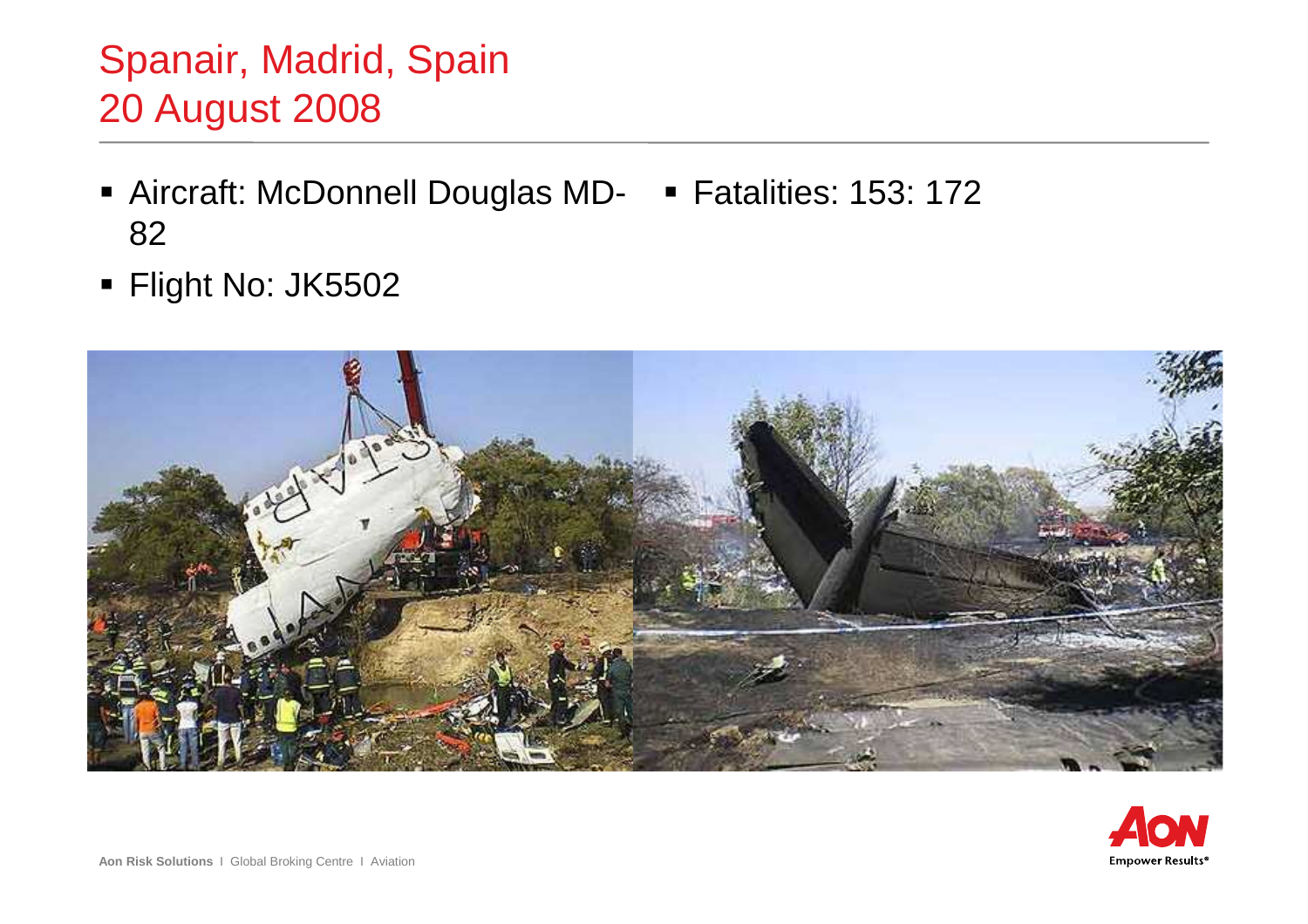# Spanair, Madrid, Spain
# 20 August 2008

- Aircraft: McDonnell Douglas MD-82
- Flight No: JK5502
- Fatalities: 153: 172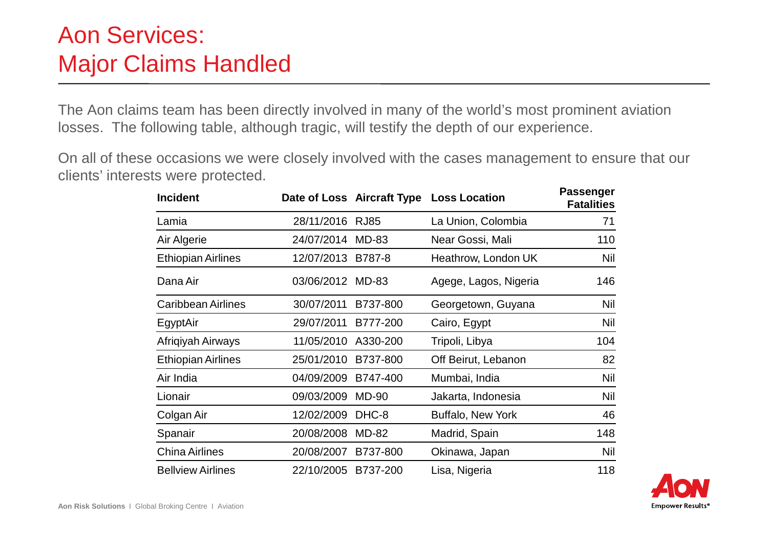# Aon Services: Major Claims Handled

The Aon claims team has been directly involved in many of the world's most prominent aviation losses. The following table, although tragic, will testify the depth of our experience.

On all of these occasions we were closely involved with the cases management to ensure that our clients' interests were protected.

| Incident | Date of Loss | Aircraft Type | Loss Location | Passenger Fatalities |
|---|---|---|---|---|
| Lamia | 28/11/2016 | RJ85 | La Union, Colombia | 71 |
| Air Algerie | 24/07/2014 | MD-83 | Near Gossi, Mali | 110 |
| Ethiopian Airlines | 12/07/2013 | B787-8 | Heathrow, London UK | Nil |
| Dana Air | 03/06/2012 | MD-83 | Agege, Lagos, Nigeria | 146 |
| Caribbean Airlines | 30/07/2011 | B737-800 | Georgetown, Guyana | Nil |
| EgyptAir | 29/07/2011 | B777-200 | Cairo, Egypt | Nil |
| Afriqiyah Airways | 11/05/2010 | A330-200 | Tripoli, Libya | 104 |
| Ethiopian Airlines | 25/01/2010 | B737-800 | Off Beirut, Lebanon | 82 |
| Air India | 04/09/2009 | B747-400 | Mumbai, India | Nil |
| Lionair | 09/03/2009 | MD-90 | Jakarta, Indonesia | Nil |
| Colgan Air | 12/02/2009 | DHC-8 | Buffalo, New York | 46 |
| Spanair | 20/08/2008 | MD-82 | Madrid, Spain | 148 |
| China Airlines | 20/08/2007 | B737-800 | Okinawa, Japan | Nil |
| Bellview Airlines | 22/10/2005 | B737-200 | Lisa, Nigeria | 118 |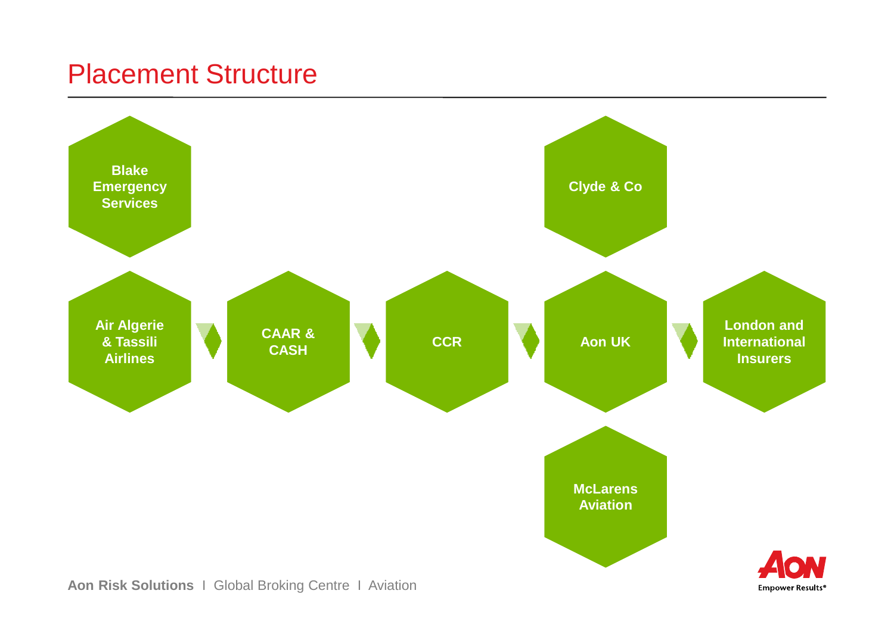# Placement Structure

Blake Emergency Services

Clyde & Co

Air Algerie & Tassili Airlines → CAAR & CASH → CCR → Aon UK → London and International Insurers

McLarens Aviation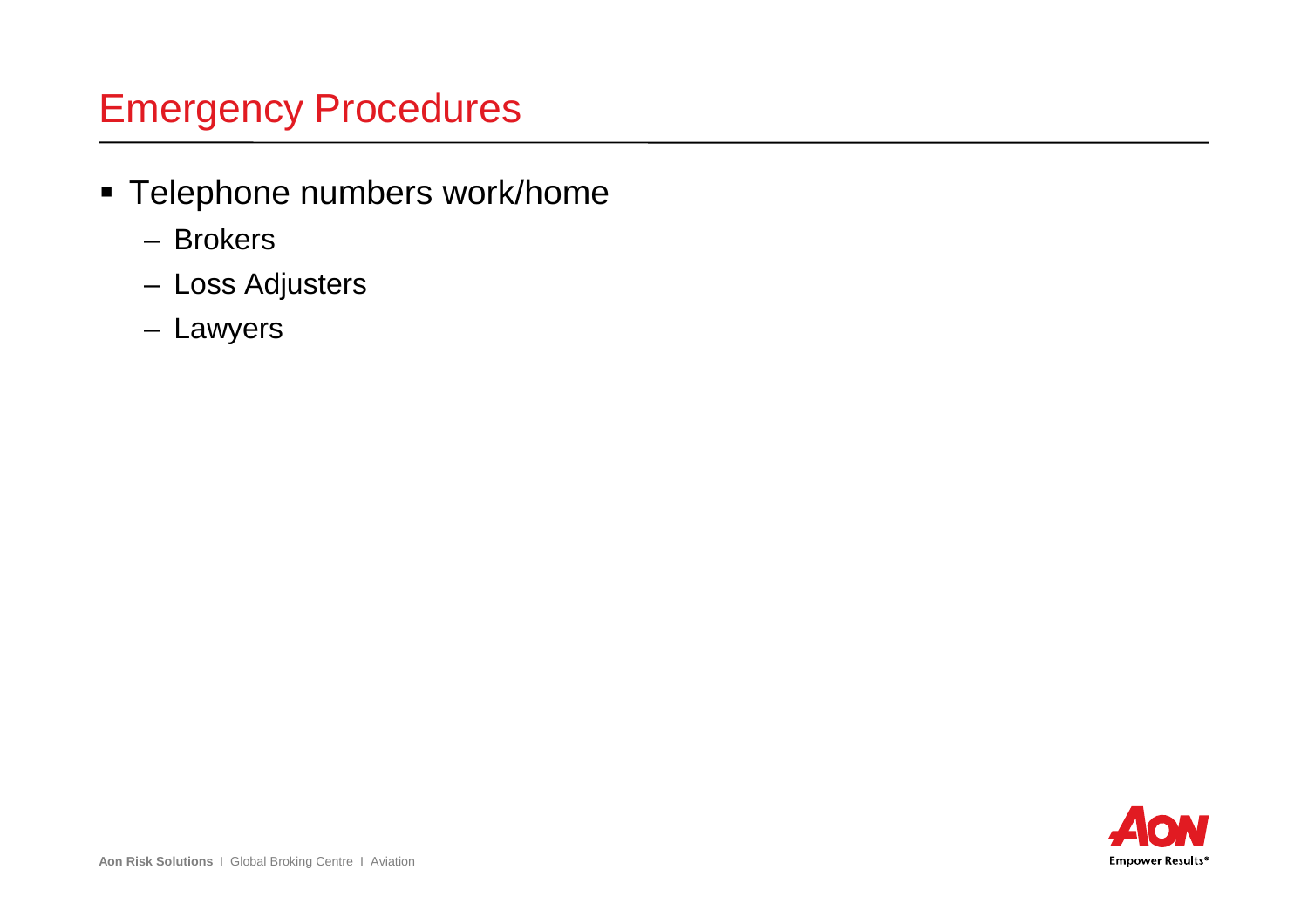# Emergency Procedures

- Telephone numbers work/home
  - Brokers
  - Loss Adjusters
  - Lawyers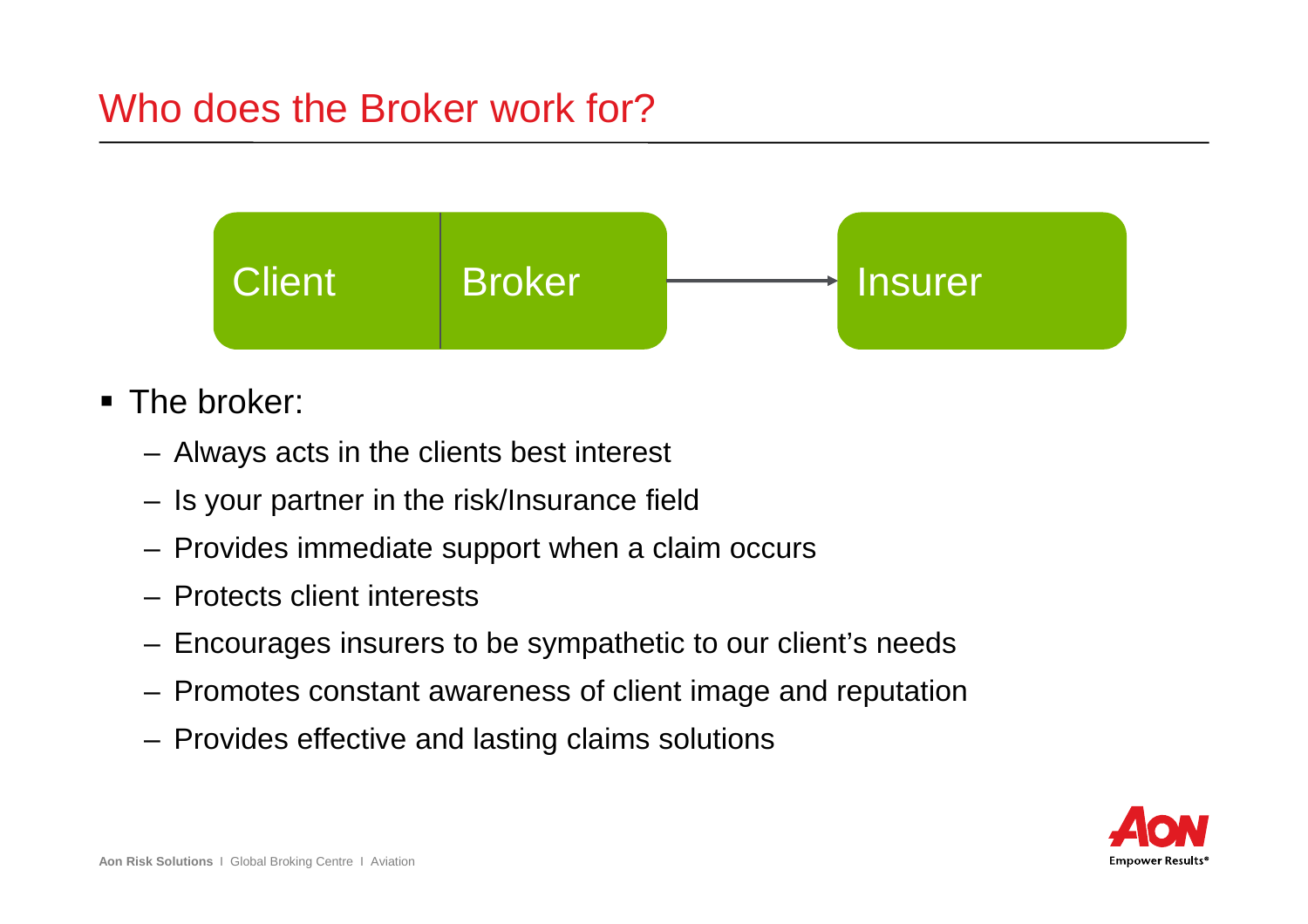# Who does the Broker work for?

Client | Broker → Insurer

- The broker:
  - Always acts in the clients best interest
  - Is your partner in the risk/Insurance field
  - Provides immediate support when a claim occurs
  - Protects client interests
  - Encourages insurers to be sympathetic to our client's needs
  - Promotes constant awareness of client image and reputation
  - Provides effective and lasting claims solutions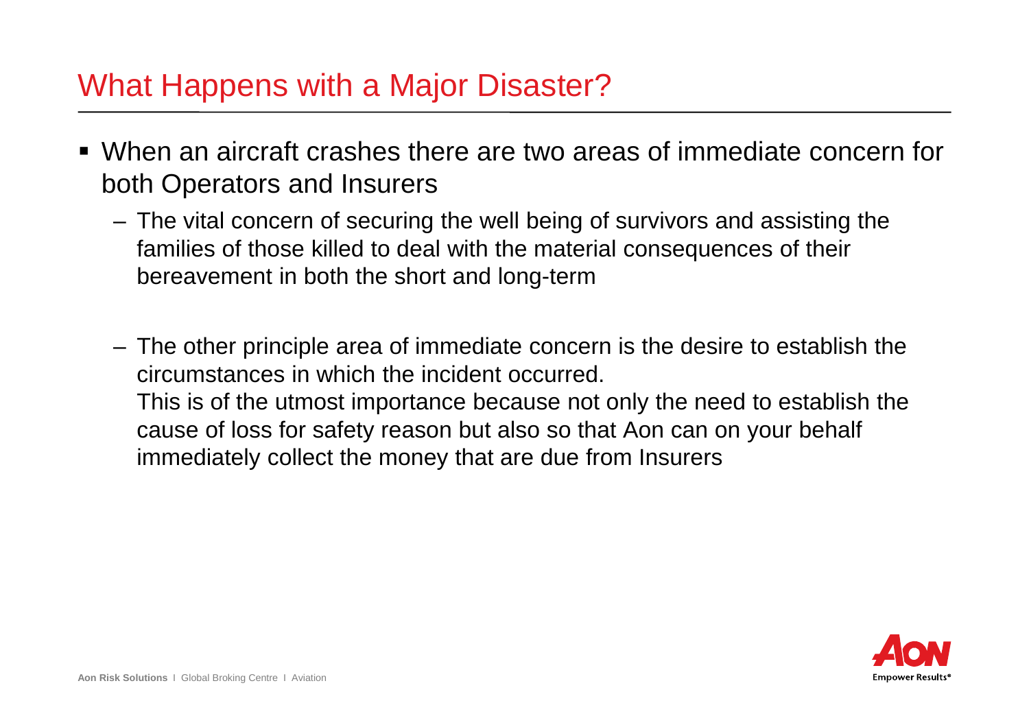# What Happens with a Major Disaster?

- When an aircraft crashes there are two areas of immediate concern for both Operators and Insurers
  - The vital concern of securing the well being of survivors and assisting the families of those killed to deal with the material consequences of their bereavement in both the short and long-term
  - The other principle area of immediate concern is the desire to establish the circumstances in which the incident occurred.
    This is of the utmost importance because not only the need to establish the cause of loss for safety reason but also so that Aon can on your behalf immediately collect the money that are due from Insurers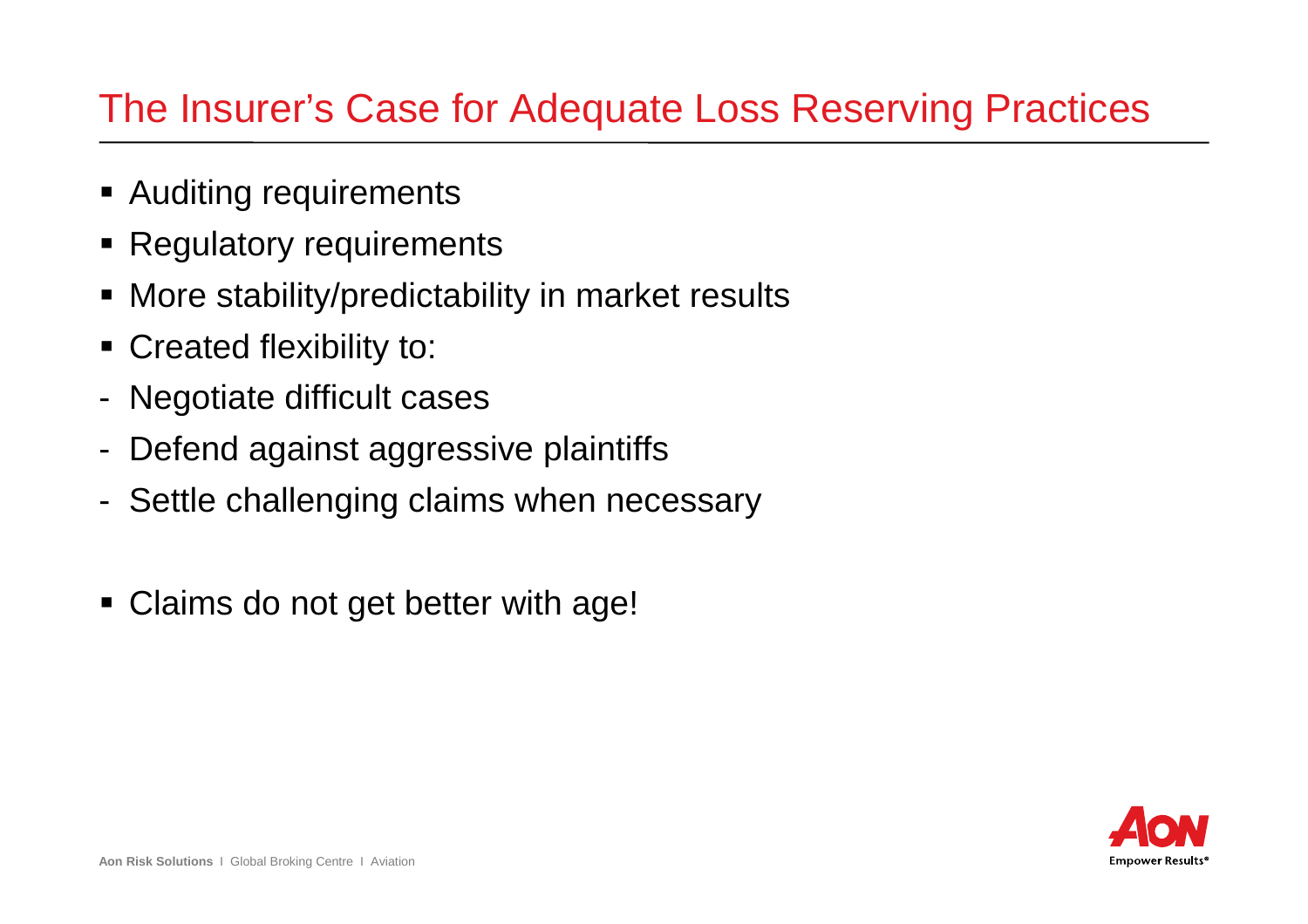# The Insurer's Case for Adequate Loss Reserving Practices

- Auditing requirements
- Regulatory requirements
- More stability/predictability in market results
- Created flexibility to:
  - Negotiate difficult cases
  - Defend against aggressive plaintiffs
  - Settle challenging claims when necessary

- Claims do not get better with age!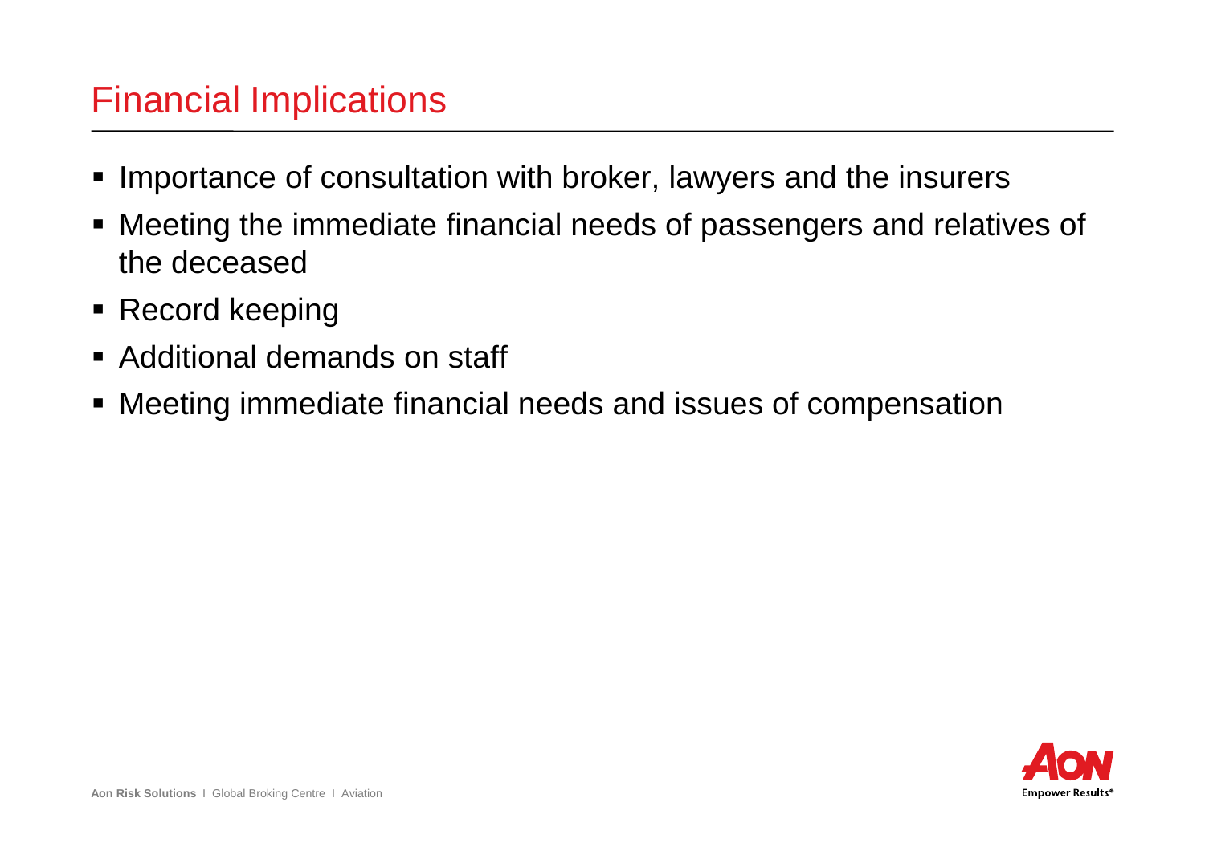# Financial Implications

- Importance of consultation with broker, lawyers and the insurers
- Meeting the immediate financial needs of passengers and relatives of the deceased
- Record keeping
- Additional demands on staff
- Meeting immediate financial needs and issues of compensation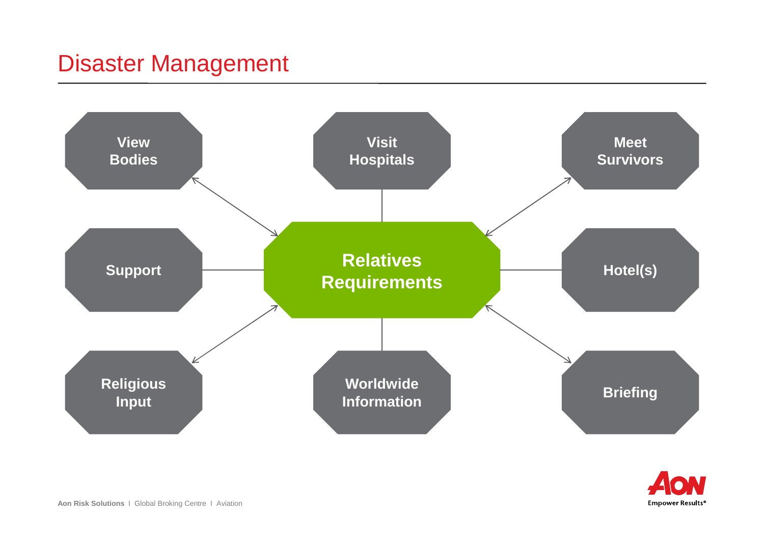# Disaster Management

- **Relatives Requirements**
  - View Bodies
  - Visit Hospitals
  - Meet Survivors
  - Support
  - Hotel(s)
  - Religious Input
  - Worldwide Information
  - Briefing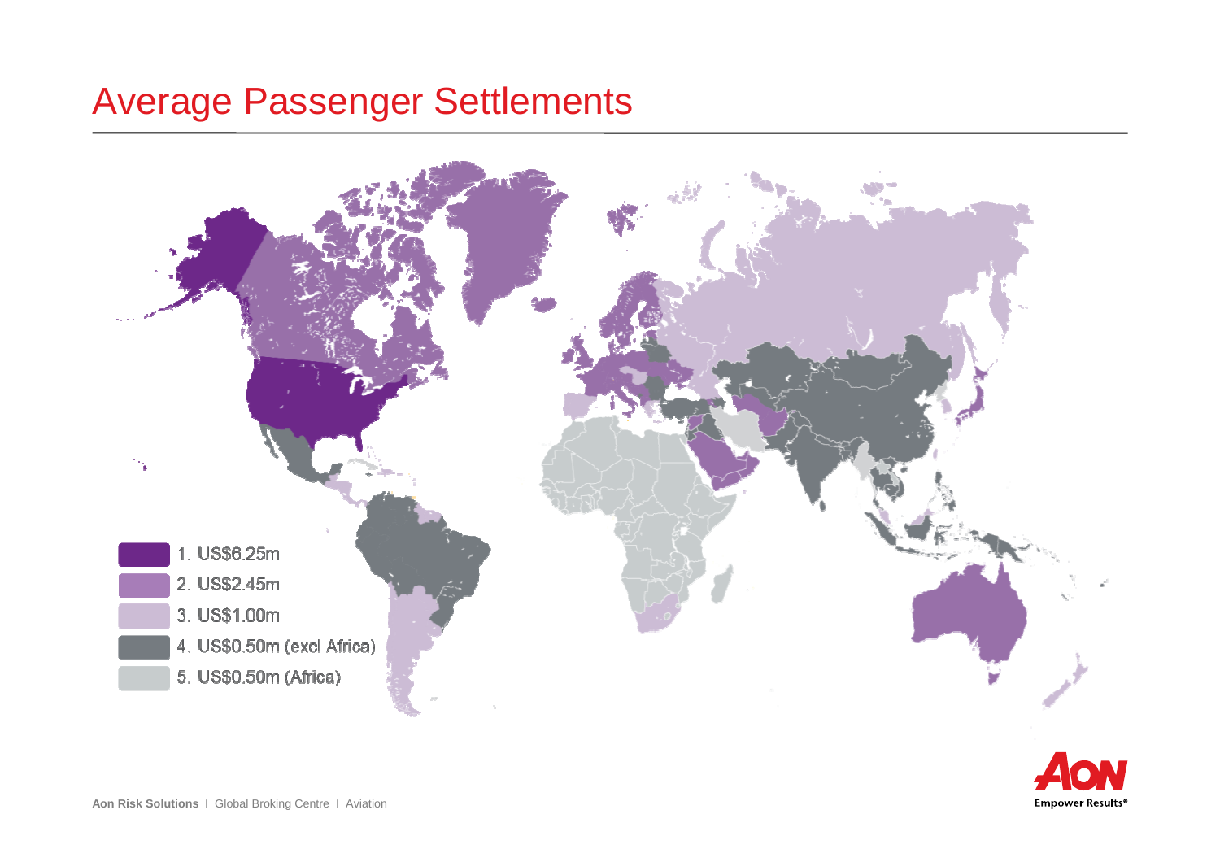# Average Passenger Settlements

1. US$6.25m
2. US$2.45m
3. US$1.00m
4. US$0.50m (excl Africa)
5. US$0.50m (Africa)

AON
Empower Results®

**Aon Risk Solutions** I Global Broking Centre I Aviation